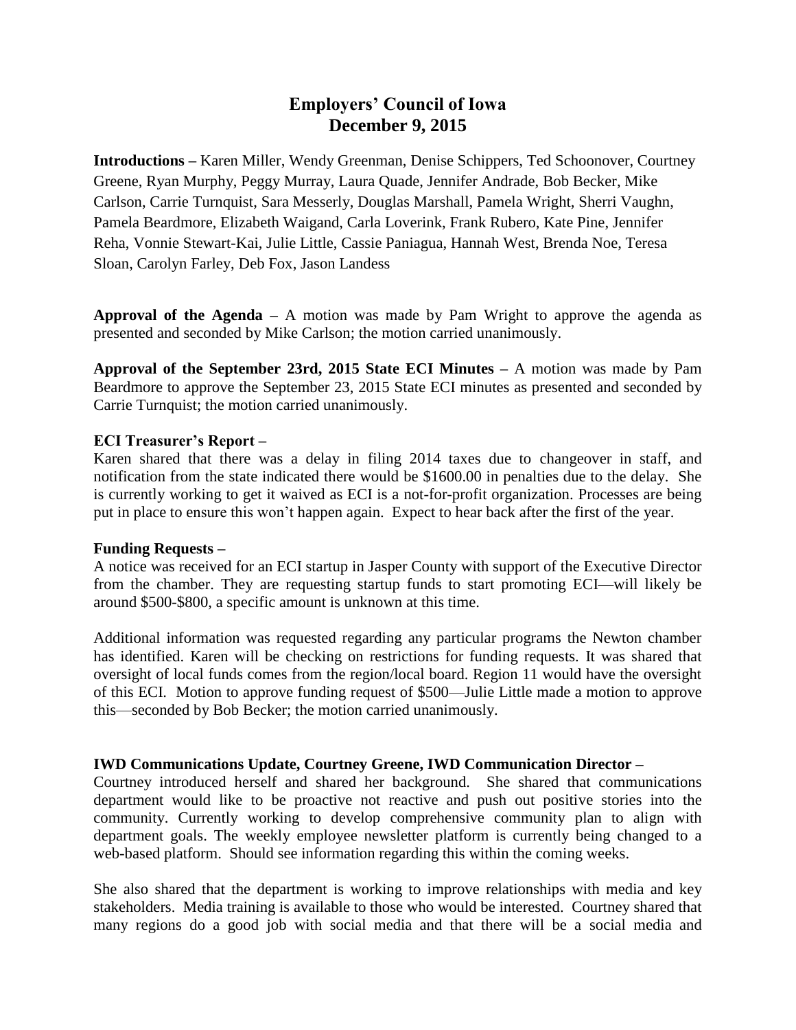# Employers' Council of Iowa
# December 9, 2015

**Introductions –** Karen Miller, Wendy Greenman, Denise Schippers, Ted Schoonover, Courtney Greene, Ryan Murphy, Peggy Murray, Laura Quade, Jennifer Andrade, Bob Becker, Mike Carlson, Carrie Turnquist, Sara Messerly, Douglas Marshall, Pamela Wright, Sherri Vaughn, Pamela Beardmore, Elizabeth Waigand, Carla Loverink, Frank Rubero, Kate Pine, Jennifer Reha, Vonnie Stewart-Kai, Julie Little, Cassie Paniagua, Hannah West, Brenda Noe, Teresa Sloan, Carolyn Farley, Deb Fox, Jason Landess

**Approval of the Agenda –** A motion was made by Pam Wright to approve the agenda as presented and seconded by Mike Carlson; the motion carried unanimously.

**Approval of the September 23rd, 2015 State ECI Minutes –** A motion was made by Pam Beardmore to approve the September 23, 2015 State ECI minutes as presented and seconded by Carrie Turnquist; the motion carried unanimously.

**ECI Treasurer's Report –**

Karen shared that there was a delay in filing 2014 taxes due to changeover in staff, and notification from the state indicated there would be $1600.00 in penalties due to the delay. She is currently working to get it waived as ECI is a not-for-profit organization. Processes are being put in place to ensure this won't happen again. Expect to hear back after the first of the year.

**Funding Requests –**

A notice was received for an ECI startup in Jasper County with support of the Executive Director from the chamber. They are requesting startup funds to start promoting ECI—will likely be around $500-$800, a specific amount is unknown at this time.

Additional information was requested regarding any particular programs the Newton chamber has identified. Karen will be checking on restrictions for funding requests. It was shared that oversight of local funds comes from the region/local board. Region 11 would have the oversight of this ECI. Motion to approve funding request of $500—Julie Little made a motion to approve this—seconded by Bob Becker; the motion carried unanimously.

**IWD Communications Update, Courtney Greene, IWD Communication Director –**

Courtney introduced herself and shared her background. She shared that communications department would like to be proactive not reactive and push out positive stories into the community. Currently working to develop comprehensive community plan to align with department goals. The weekly employee newsletter platform is currently being changed to a web-based platform. Should see information regarding this within the coming weeks.

She also shared that the department is working to improve relationships with media and key stakeholders. Media training is available to those who would be interested. Courtney shared that many regions do a good job with social media and that there will be a social media and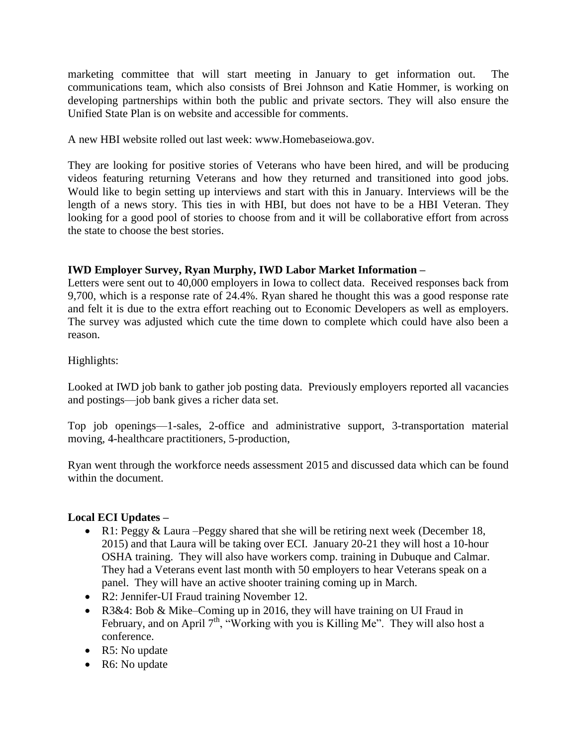marketing committee that will start meeting in January to get information out. The communications team, which also consists of Brei Johnson and Katie Hommer, is working on developing partnerships within both the public and private sectors. They will also ensure the Unified State Plan is on website and accessible for comments.

A new HBI website rolled out last week: www.Homebaseiowa.gov.

They are looking for positive stories of Veterans who have been hired, and will be producing videos featuring returning Veterans and how they returned and transitioned into good jobs. Would like to begin setting up interviews and start with this in January. Interviews will be the length of a news story. This ties in with HBI, but does not have to be a HBI Veteran. They looking for a good pool of stories to choose from and it will be collaborative effort from across the state to choose the best stories.

**IWD Employer Survey, Ryan Murphy, IWD Labor Market Information –**
Letters were sent out to 40,000 employers in Iowa to collect data. Received responses back from 9,700, which is a response rate of 24.4%. Ryan shared he thought this was a good response rate and felt it is due to the extra effort reaching out to Economic Developers as well as employers. The survey was adjusted which cute the time down to complete which could have also been a reason.

Highlights:

Looked at IWD job bank to gather job posting data. Previously employers reported all vacancies and postings—job bank gives a richer data set.

Top job openings—1-sales, 2-office and administrative support, 3-transportation material moving, 4-healthcare practitioners, 5-production,

Ryan went through the workforce needs assessment 2015 and discussed data which can be found within the document.

**Local ECI Updates –**

- R1: Peggy & Laura –Peggy shared that she will be retiring next week (December 18, 2015) and that Laura will be taking over ECI. January 20-21 they will host a 10-hour OSHA training. They will also have workers comp. training in Dubuque and Calmar. They had a Veterans event last month with 50 employers to hear Veterans speak on a panel. They will have an active shooter training coming up in March.
- R2: Jennifer-UI Fraud training November 12.
- R3&4: Bob & Mike–Coming up in 2016, they will have training on UI Fraud in February, and on April 7th, "Working with you is Killing Me". They will also host a conference.
- R5: No update
- R6: No update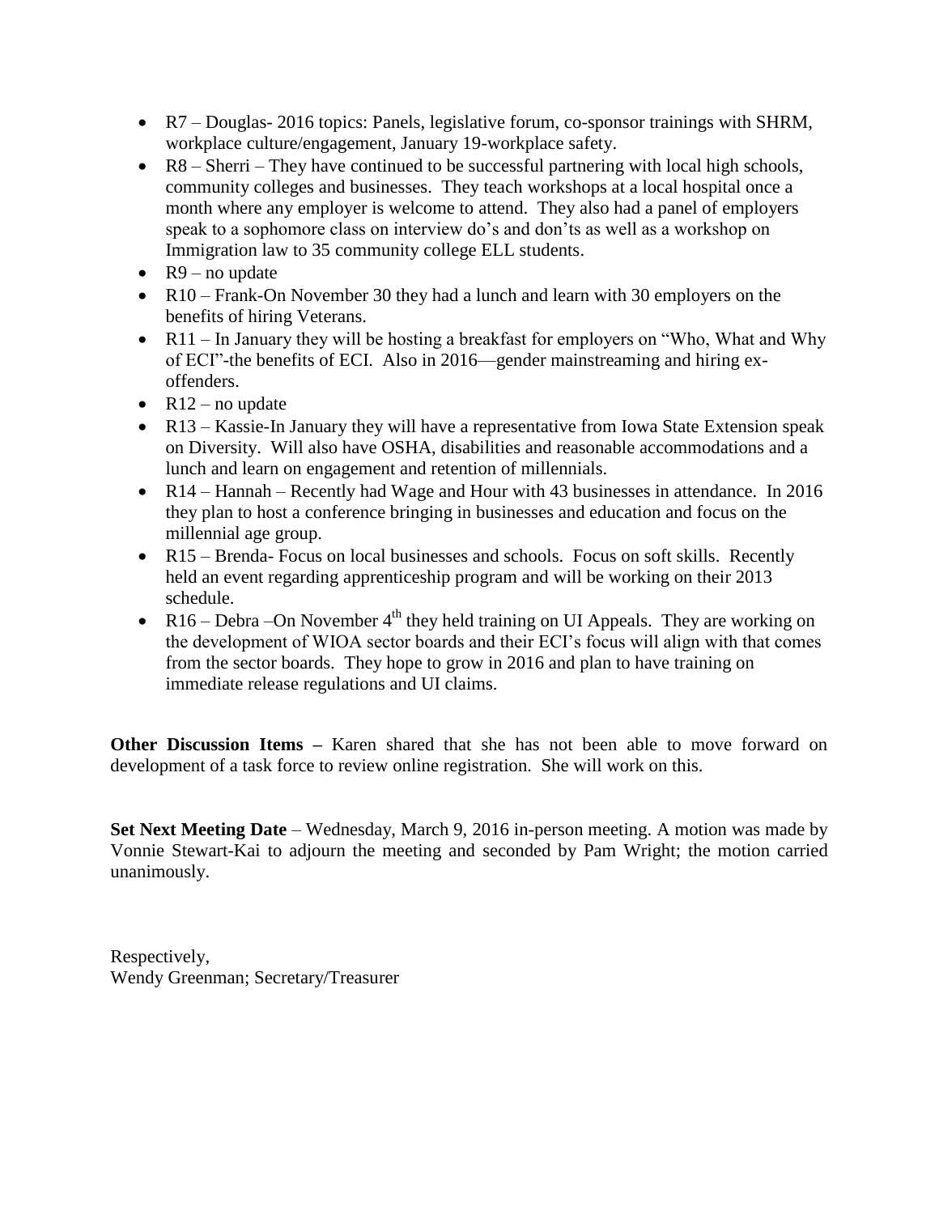- R7 – Douglas- 2016 topics: Panels, legislative forum, co-sponsor trainings with SHRM, workplace culture/engagement, January 19-workplace safety.
- R8 – Sherri – They have continued to be successful partnering with local high schools, community colleges and businesses. They teach workshops at a local hospital once a month where any employer is welcome to attend. They also had a panel of employers speak to a sophomore class on interview do's and don'ts as well as a workshop on Immigration law to 35 community college ELL students.
- R9 – no update
- R10 – Frank-On November 30 they had a lunch and learn with 30 employers on the benefits of hiring Veterans.
- R11 – In January they will be hosting a breakfast for employers on "Who, What and Why of ECI"-the benefits of ECI. Also in 2016—gender mainstreaming and hiring ex-offenders.
- R12 – no update
- R13 – Kassie-In January they will have a representative from Iowa State Extension speak on Diversity. Will also have OSHA, disabilities and reasonable accommodations and a lunch and learn on engagement and retention of millennials.
- R14 – Hannah – Recently had Wage and Hour with 43 businesses in attendance. In 2016 they plan to host a conference bringing in businesses and education and focus on the millennial age group.
- R15 – Brenda- Focus on local businesses and schools. Focus on soft skills. Recently held an event regarding apprenticeship program and will be working on their 2013 schedule.
- R16 – Debra –On November 4th they held training on UI Appeals. They are working on the development of WIOA sector boards and their ECI's focus will align with that comes from the sector boards. They hope to grow in 2016 and plan to have training on immediate release regulations and UI claims.

**Other Discussion Items –** Karen shared that she has not been able to move forward on development of a task force to review online registration. She will work on this.

**Set Next Meeting Date** – Wednesday, March 9, 2016 in-person meeting. A motion was made by Vonnie Stewart-Kai to adjourn the meeting and seconded by Pam Wright; the motion carried unanimously.

Respectively,
Wendy Greenman; Secretary/Treasurer